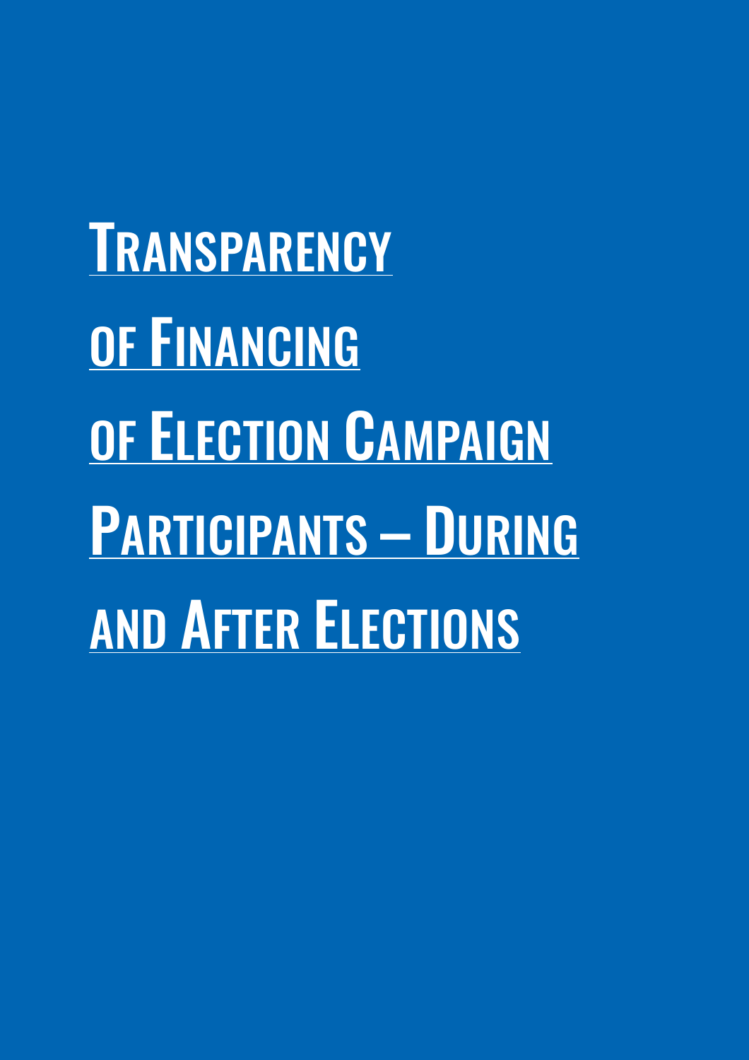# Transparency of Financing of Election Campaign Participants – During and After Elections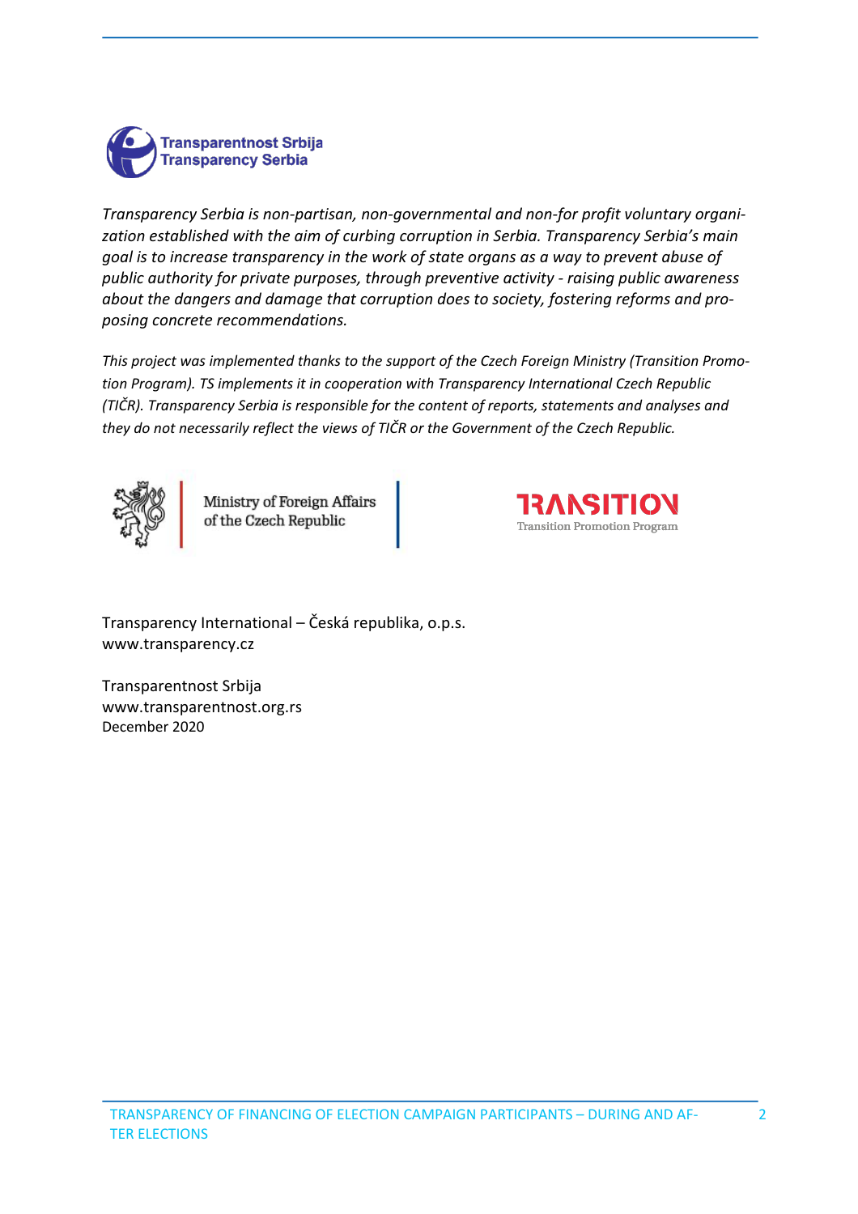Transparentnost Srbija
Transparency Serbia

*Transparency Serbia is non-partisan, non-governmental and non-for profit voluntary organization established with the aim of curbing corruption in Serbia. Transparency Serbia's main goal is to increase transparency in the work of state organs as a way to prevent abuse of public authority for private purposes, through preventive activity - raising public awareness about the dangers and damage that corruption does to society, fostering reforms and proposing concrete recommendations.*

*This project was implemented thanks to the support of the Czech Foreign Ministry (Transition Promotion Program). TS implements it in cooperation with Transparency International Czech Republic (TIČR). Transparency Serbia is responsible for the content of reports, statements and analyses and they do not necessarily reflect the views of TIČR or the Government of the Czech Republic.*

Ministry of Foreign Affairs of the Czech Republic

TRANSITION
Transition Promotion Program

Transparency International – Česká republika, o.p.s.
www.transparency.cz

Transparentnost Srbija
www.transparentnost.org.rs
December 2020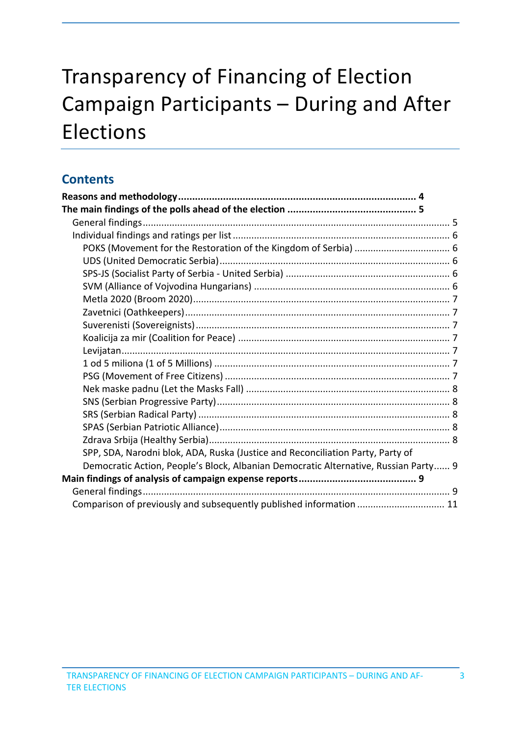# Transparency of Financing of Election Campaign Participants – During and After Elections

## Contents

**Reasons and methodology** ........................................ 4

**The main findings of the polls ahead of the election** ........................................ 5

- General findings ........................................ 5
- Individual findings and ratings per list ........................................ 6
  - POKS (Movement for the Restoration of the Kingdom of Serbia) ........................................ 6
  - UDS (United Democratic Serbia) ........................................ 6
  - SPS-JS (Socialist Party of Serbia - United Serbia) ........................................ 6
  - SVM (Alliance of Vojvodina Hungarians) ........................................ 6
  - Metla 2020 (Broom 2020) ........................................ 7
  - Zavetnici (Oathkeepers) ........................................ 7
  - Suverenisti (Sovereignists) ........................................ 7
  - Koalicija za mir (Coalition for Peace) ........................................ 7
  - Levijatan ........................................ 7
  - 1 od 5 miliona (1 of 5 Millions) ........................................ 7
  - PSG (Movement of Free Citizens) ........................................ 7
  - Nek maske padnu (Let the Masks Fall) ........................................ 8
  - SNS (Serbian Progressive Party) ........................................ 8
  - SRS (Serbian Radical Party) ........................................ 8
  - SPAS (Serbian Patriotic Alliance) ........................................ 8
  - Zdrava Srbija (Healthy Serbia) ........................................ 8
  - SPP, SDA, Narodni blok, ADA, Ruska (Justice and Reconciliation Party, Party of Democratic Action, People's Block, Albanian Democratic Alternative, Russian Party ........................................ 9

**Main findings of analysis of campaign expense reports** ........................................ 9

- General findings ........................................ 9
- Comparison of previously and subsequently published information ........................................ 11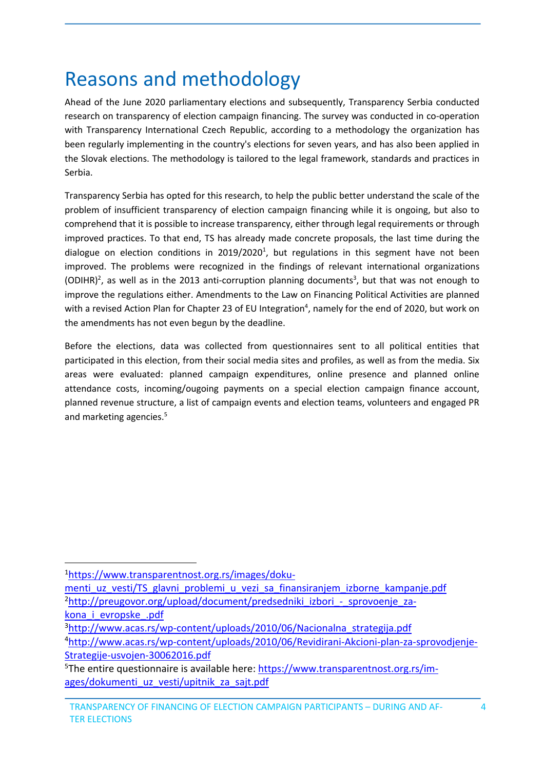# Reasons and methodology

Ahead of the June 2020 parliamentary elections and subsequently, Transparency Serbia conducted research on transparency of election campaign financing. The survey was conducted in co-operation with Transparency International Czech Republic, according to a methodology the organization has been regularly implementing in the country's elections for seven years, and has also been applied in the Slovak elections. The methodology is tailored to the legal framework, standards and practices in Serbia.

Transparency Serbia has opted for this research, to help the public better understand the scale of the problem of insufficient transparency of election campaign financing while it is ongoing, but also to comprehend that it is possible to increase transparency, either through legal requirements or through improved practices. To that end, TS has already made concrete proposals, the last time during the dialogue on election conditions in 2019/2020[1], but regulations in this segment have not been improved. The problems were recognized in the findings of relevant international organizations (ODIHR)[2], as well as in the 2013 anti-corruption planning documents[3], but that was not enough to improve the regulations either. Amendments to the Law on Financing Political Activities are planned with a revised Action Plan for Chapter 23 of EU Integration[4], namely for the end of 2020, but work on the amendments has not even begun by the deadline.

Before the elections, data was collected from questionnaires sent to all political entities that participated in this election, from their social media sites and profiles, as well as from the media. Six areas were evaluated: planned campaign expenditures, online presence and planned online attendance costs, incoming/ougoing payments on a special election campaign finance account, planned revenue structure, a list of campaign events and election teams, volunteers and engaged PR and marketing agencies.[5]

---

[1] https://www.transparentnost.org.rs/images/dokumenti_uz_vesti/TS_glavni_problemi_u_vezi_sa_finansiranjem_izborne_kampanje.pdf

[2] http://preugovor.org/upload/document/predsedniki_izbori_-_sprovoenje_zakona_i_evropske_.pdf

[3] http://www.acas.rs/wp-content/uploads/2010/06/Nacionalna_strategija.pdf

[4] http://www.acas.rs/wp-content/uploads/2010/06/Revidirani-Akcioni-plan-za-sprovodjenje-Strategije-usvojen-30062016.pdf

[5] The entire questionnaire is available here: https://www.transparentnost.org.rs/images/dokumenti_uz_vesti/upitnik_za_sajt.pdf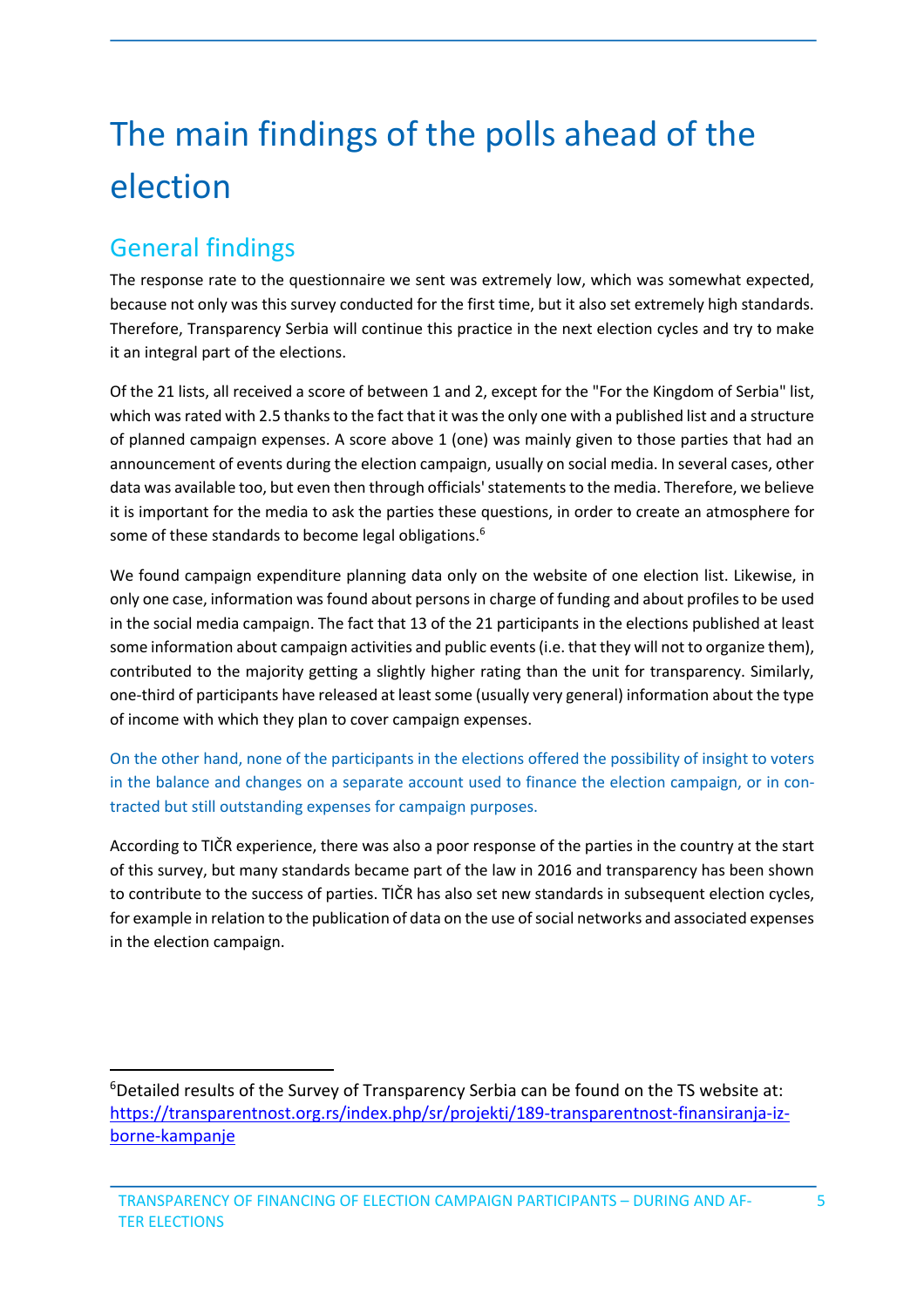# The main findings of the polls ahead of the election

## General findings

The response rate to the questionnaire we sent was extremely low, which was somewhat expected, because not only was this survey conducted for the first time, but it also set extremely high standards. Therefore, Transparency Serbia will continue this practice in the next election cycles and try to make it an integral part of the elections.

Of the 21 lists, all received a score of between 1 and 2, except for the "For the Kingdom of Serbia" list, which was rated with 2.5 thanks to the fact that it was the only one with a published list and a structure of planned campaign expenses. A score above 1 (one) was mainly given to those parties that had an announcement of events during the election campaign, usually on social media. In several cases, other data was available too, but even then through officials' statements to the media. Therefore, we believe it is important for the media to ask the parties these questions, in order to create an atmosphere for some of these standards to become legal obligations.[6]

We found campaign expenditure planning data only on the website of one election list. Likewise, in only one case, information was found about persons in charge of funding and about profiles to be used in the social media campaign. The fact that 13 of the 21 participants in the elections published at least some information about campaign activities and public events (i.e. that they will not to organize them), contributed to the majority getting a slightly higher rating than the unit for transparency. Similarly, one-third of participants have released at least some (usually very general) information about the type of income with which they plan to cover campaign expenses.

On the other hand, none of the participants in the elections offered the possibility of insight to voters in the balance and changes on a separate account used to finance the election campaign, or in contracted but still outstanding expenses for campaign purposes.

According to TIČR experience, there was also a poor response of the parties in the country at the start of this survey, but many standards became part of the law in 2016 and transparency has been shown to contribute to the success of parties. TIČR has also set new standards in subsequent election cycles, for example in relation to the publication of data on the use of social networks and associated expenses in the election campaign.

---

[6] Detailed results of the Survey of Transparency Serbia can be found on the TS website at: https://transparentnost.org.rs/index.php/sr/projekti/189-transparentnost-finansiranja-izborne-kampanje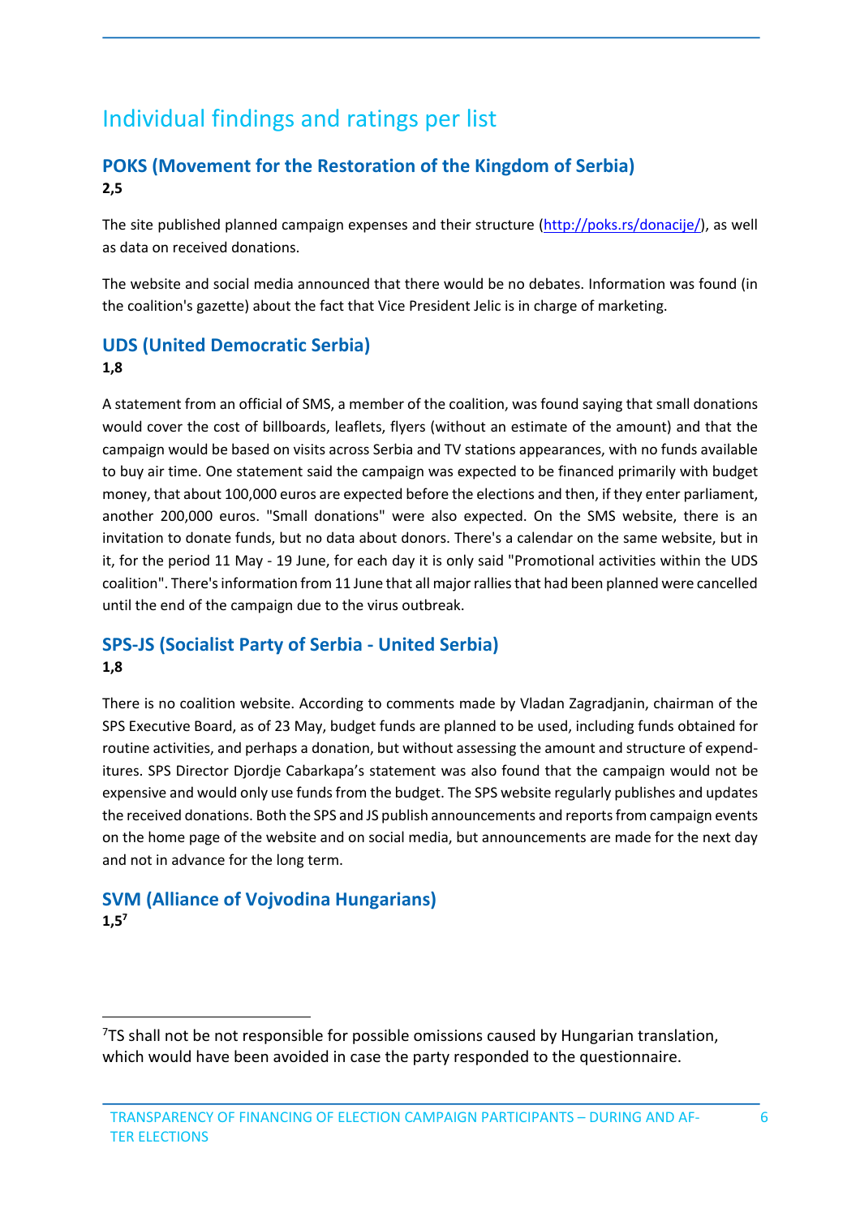# Individual findings and ratings per list

## POKS (Movement for the Restoration of the Kingdom of Serbia)

**2,5**

The site published planned campaign expenses and their structure (http://poks.rs/donacije/), as well as data on received donations.

The website and social media announced that there would be no debates. Information was found (in the coalition's gazette) about the fact that Vice President Jelic is in charge of marketing.

## UDS (United Democratic Serbia)

**1,8**

A statement from an official of SMS, a member of the coalition, was found saying that small donations would cover the cost of billboards, leaflets, flyers (without an estimate of the amount) and that the campaign would be based on visits across Serbia and TV stations appearances, with no funds available to buy air time. One statement said the campaign was expected to be financed primarily with budget money, that about 100,000 euros are expected before the elections and then, if they enter parliament, another 200,000 euros. "Small donations" were also expected. On the SMS website, there is an invitation to donate funds, but no data about donors. There's a calendar on the same website, but in it, for the period 11 May - 19 June, for each day it is only said "Promotional activities within the UDS coalition". There's information from 11 June that all major rallies that had been planned were cancelled until the end of the campaign due to the virus outbreak.

## SPS-JS (Socialist Party of Serbia - United Serbia)

**1,8**

There is no coalition website. According to comments made by Vladan Zagradjanin, chairman of the SPS Executive Board, as of 23 May, budget funds are planned to be used, including funds obtained for routine activities, and perhaps a donation, but without assessing the amount and structure of expenditures. SPS Director Djordje Cabarkapa's statement was also found that the campaign would not be expensive and would only use funds from the budget. The SPS website regularly publishes and updates the received donations. Both the SPS and JS publish announcements and reports from campaign events on the home page of the website and on social media, but announcements are made for the next day and not in advance for the long term.

## SVM (Alliance of Vojvodina Hungarians)

**1,5**[7]

---

[7] TS shall not be not responsible for possible omissions caused by Hungarian translation, which would have been avoided in case the party responded to the questionnaire.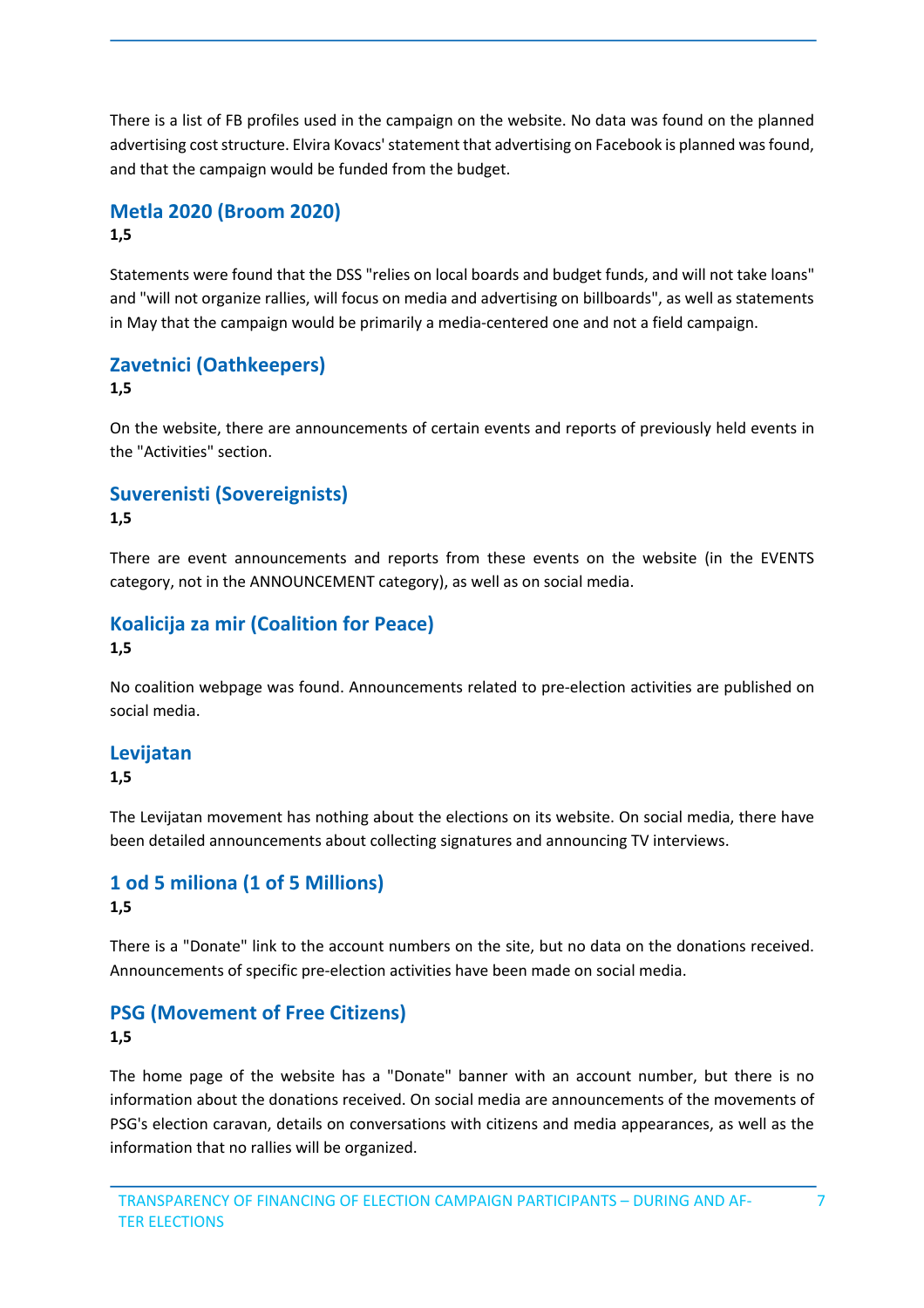There is a list of FB profiles used in the campaign on the website. No data was found on the planned advertising cost structure. Elvira Kovacs' statement that advertising on Facebook is planned was found, and that the campaign would be funded from the budget.

## Metla 2020 (Broom 2020)

**1,5**

Statements were found that the DSS "relies on local boards and budget funds, and will not take loans" and "will not organize rallies, will focus on media and advertising on billboards", as well as statements in May that the campaign would be primarily a media-centered one and not a field campaign.

## Zavetnici (Oathkeepers)

**1,5**

On the website, there are announcements of certain events and reports of previously held events in the "Activities" section.

## Suverenisti (Sovereignists)

**1,5**

There are event announcements and reports from these events on the website (in the EVENTS category, not in the ANNOUNCEMENT category), as well as on social media.

## Koalicija za mir (Coalition for Peace)

**1,5**

No coalition webpage was found. Announcements related to pre-election activities are published on social media.

## Levijatan

**1,5**

The Levijatan movement has nothing about the elections on its website. On social media, there have been detailed announcements about collecting signatures and announcing TV interviews.

## 1 od 5 miliona (1 of 5 Millions)

**1,5**

There is a "Donate" link to the account numbers on the site, but no data on the donations received. Announcements of specific pre-election activities have been made on social media.

## PSG (Movement of Free Citizens)

**1,5**

The home page of the website has a "Donate" banner with an account number, but there is no information about the donations received. On social media are announcements of the movements of PSG's election caravan, details on conversations with citizens and media appearances, as well as the information that no rallies will be organized.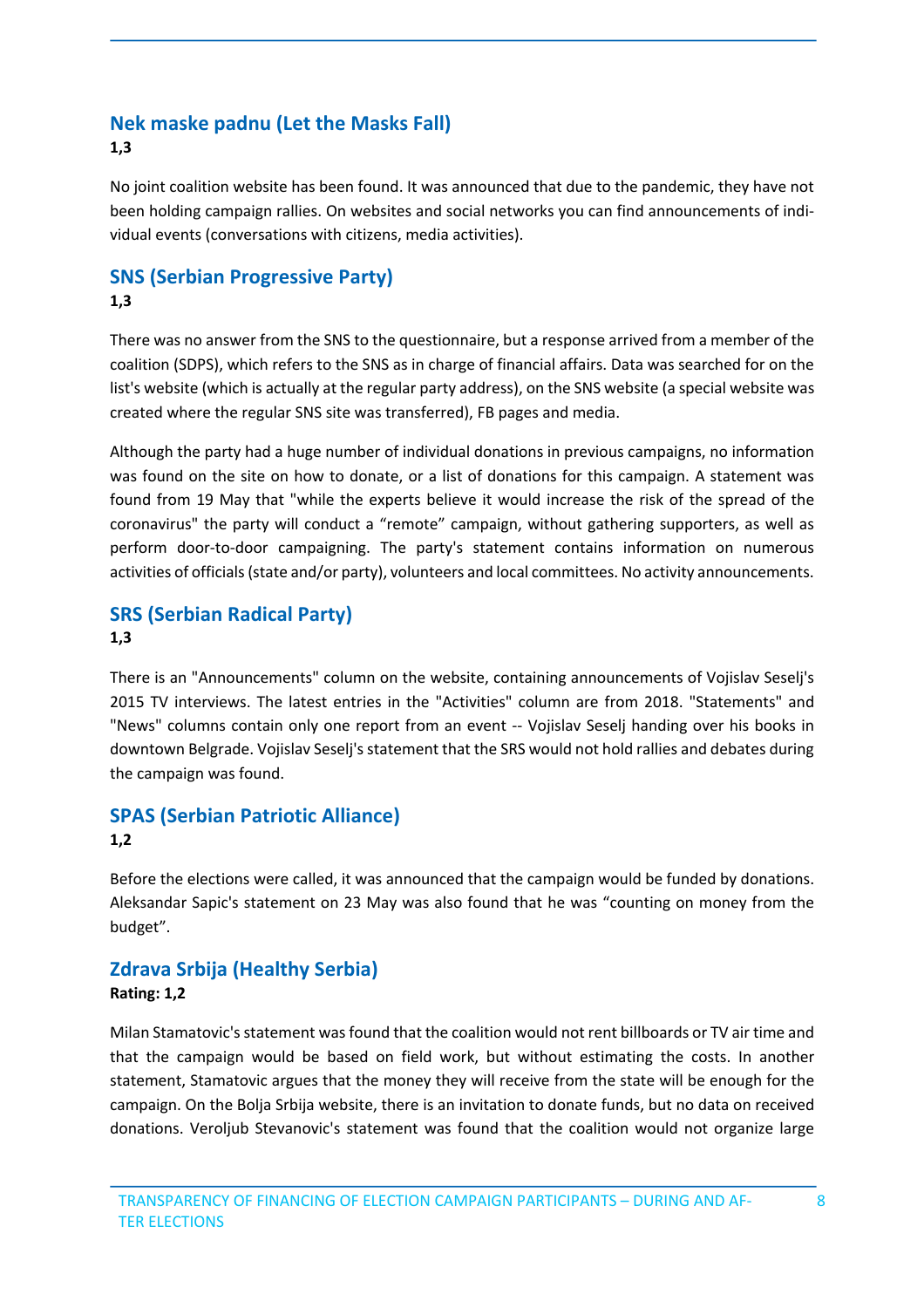## Nek maske padnu (Let the Masks Fall)

**1,3**

No joint coalition website has been found. It was announced that due to the pandemic, they have not been holding campaign rallies. On websites and social networks you can find announcements of individual events (conversations with citizens, media activities).

## SNS (Serbian Progressive Party)

**1,3**

There was no answer from the SNS to the questionnaire, but a response arrived from a member of the coalition (SDPS), which refers to the SNS as in charge of financial affairs. Data was searched for on the list's website (which is actually at the regular party address), on the SNS website (a special website was created where the regular SNS site was transferred), FB pages and media.

Although the party had a huge number of individual donations in previous campaigns, no information was found on the site on how to donate, or a list of donations for this campaign. A statement was found from 19 May that "while the experts believe it would increase the risk of the spread of the coronavirus" the party will conduct a "remote" campaign, without gathering supporters, as well as perform door-to-door campaigning. The party's statement contains information on numerous activities of officials (state and/or party), volunteers and local committees. No activity announcements.

## SRS (Serbian Radical Party)

**1,3**

There is an "Announcements" column on the website, containing announcements of Vojislav Seselj's 2015 TV interviews. The latest entries in the "Activities" column are from 2018. "Statements" and "News" columns contain only one report from an event -- Vojislav Seselj handing over his books in downtown Belgrade. Vojislav Seselj's statement that the SRS would not hold rallies and debates during the campaign was found.

## SPAS (Serbian Patriotic Alliance)

**1,2**

Before the elections were called, it was announced that the campaign would be funded by donations. Aleksandar Sapic's statement on 23 May was also found that he was "counting on money from the budget".

## Zdrava Srbija (Healthy Serbia)

**Rating: 1,2**

Milan Stamatovic's statement was found that the coalition would not rent billboards or TV air time and that the campaign would be based on field work, but without estimating the costs. In another statement, Stamatovic argues that the money they will receive from the state will be enough for the campaign. On the Bolja Srbija website, there is an invitation to donate funds, but no data on received donations. Veroljub Stevanovic's statement was found that the coalition would not organize large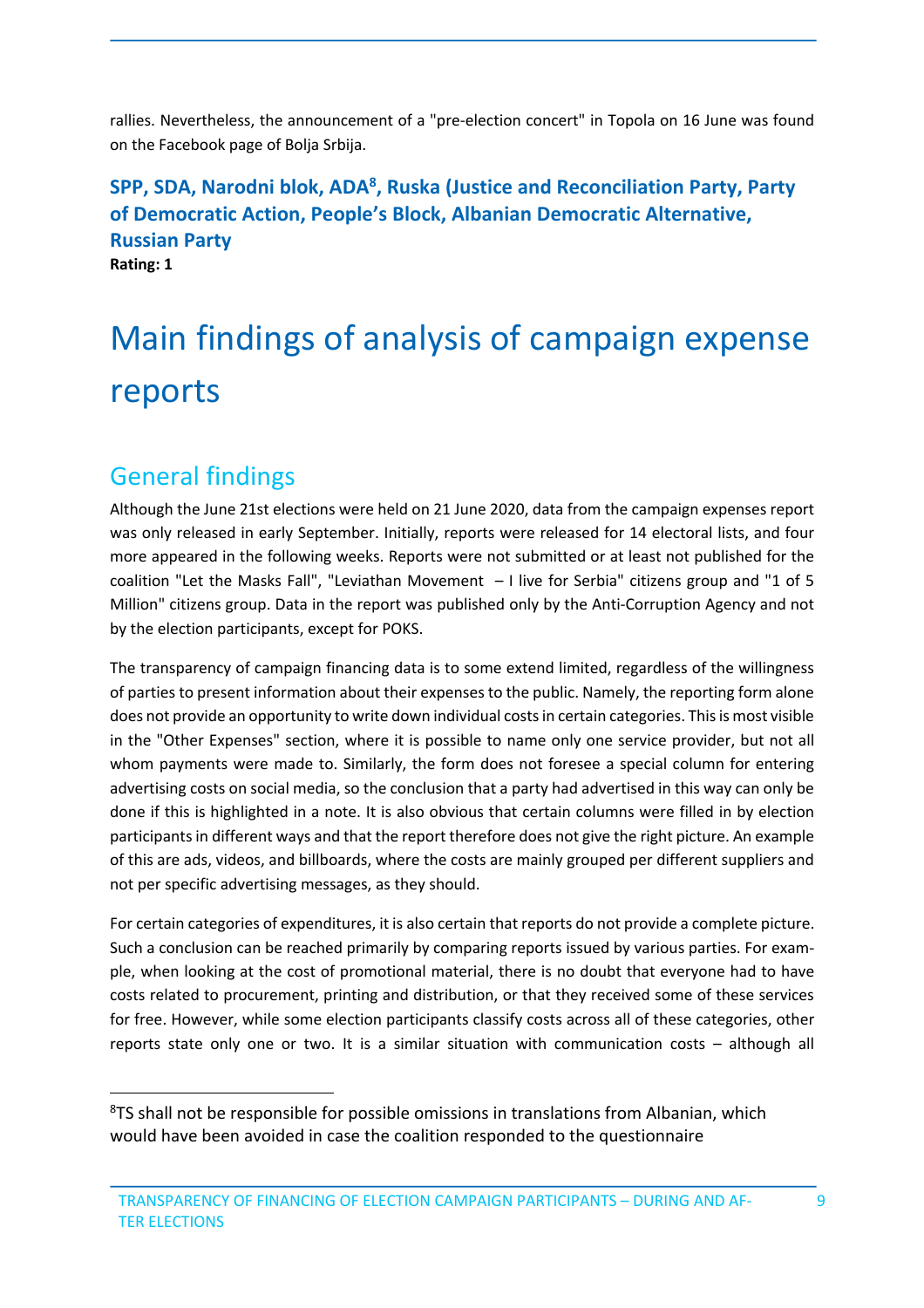rallies. Nevertheless, the announcement of a "pre-election concert" in Topola on 16 June was found on the Facebook page of Bolja Srbija.

### SPP, SDA, Narodni blok, ADA[8], Ruska (Justice and Reconciliation Party, Party of Democratic Action, People's Block, Albanian Democratic Alternative, Russian Party

**Rating: 1**

# Main findings of analysis of campaign expense reports

## General findings

Although the June 21st elections were held on 21 June 2020, data from the campaign expenses report was only released in early September. Initially, reports were released for 14 electoral lists, and four more appeared in the following weeks. Reports were not submitted or at least not published for the coalition "Let the Masks Fall", "Leviathan Movement – I live for Serbia" citizens group and "1 of 5 Million" citizens group. Data in the report was published only by the Anti-Corruption Agency and not by the election participants, except for POKS.

The transparency of campaign financing data is to some extend limited, regardless of the willingness of parties to present information about their expenses to the public. Namely, the reporting form alone does not provide an opportunity to write down individual costs in certain categories. This is most visible in the "Other Expenses" section, where it is possible to name only one service provider, but not all whom payments were made to. Similarly, the form does not foresee a special column for entering advertising costs on social media, so the conclusion that a party had advertised in this way can only be done if this is highlighted in a note. It is also obvious that certain columns were filled in by election participants in different ways and that the report therefore does not give the right picture. An example of this are ads, videos, and billboards, where the costs are mainly grouped per different suppliers and not per specific advertising messages, as they should.

For certain categories of expenditures, it is also certain that reports do not provide a complete picture. Such a conclusion can be reached primarily by comparing reports issued by various parties. For example, when looking at the cost of promotional material, there is no doubt that everyone had to have costs related to procurement, printing and distribution, or that they received some of these services for free. However, while some election participants classify costs across all of these categories, other reports state only one or two. It is a similar situation with communication costs – although all

---

[8] TS shall not be responsible for possible omissions in translations from Albanian, which would have been avoided in case the coalition responded to the questionnaire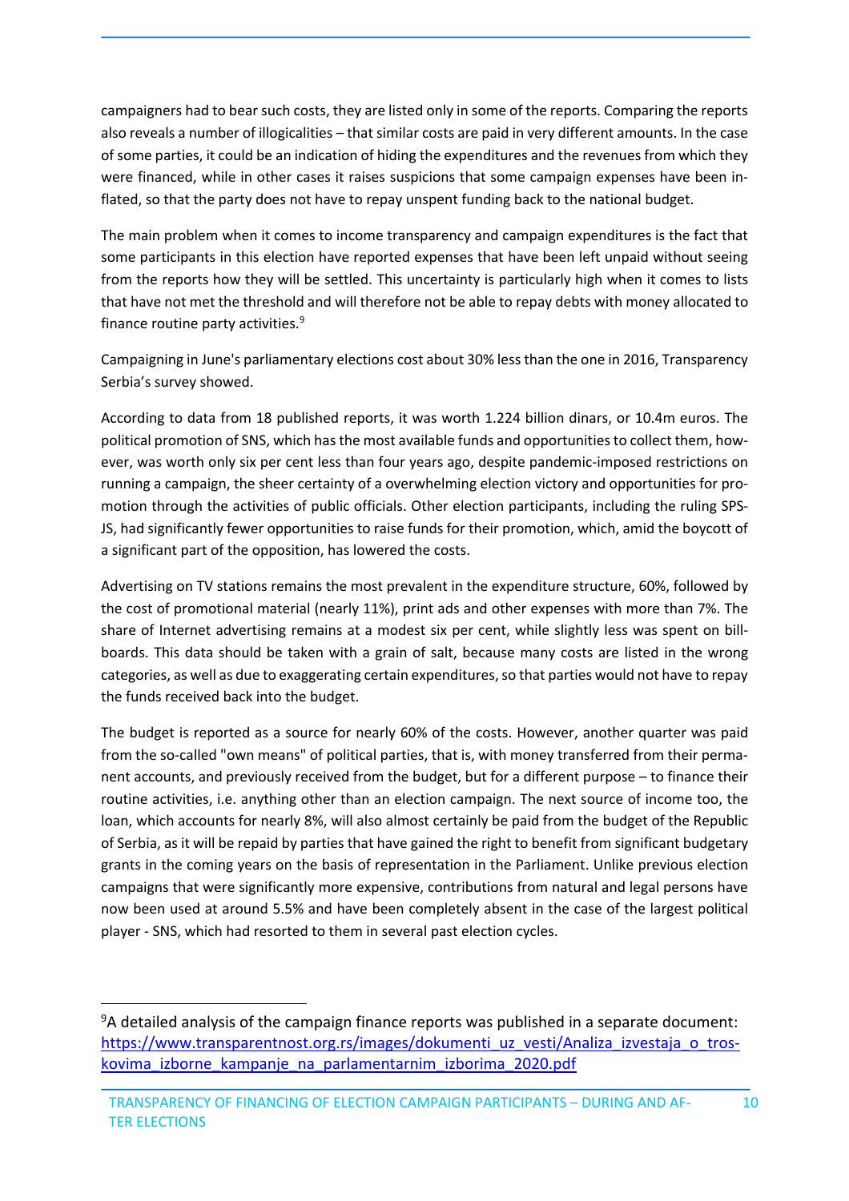campaigners had to bear such costs, they are listed only in some of the reports. Comparing the reports also reveals a number of illogicalities – that similar costs are paid in very different amounts. In the case of some parties, it could be an indication of hiding the expenditures and the revenues from which they were financed, while in other cases it raises suspicions that some campaign expenses have been inflated, so that the party does not have to repay unspent funding back to the national budget.

The main problem when it comes to income transparency and campaign expenditures is the fact that some participants in this election have reported expenses that have been left unpaid without seeing from the reports how they will be settled. This uncertainty is particularly high when it comes to lists that have not met the threshold and will therefore not be able to repay debts with money allocated to finance routine party activities.[9]

Campaigning in June's parliamentary elections cost about 30% less than the one in 2016, Transparency Serbia's survey showed.

According to data from 18 published reports, it was worth 1.224 billion dinars, or 10.4m euros. The political promotion of SNS, which has the most available funds and opportunities to collect them, however, was worth only six per cent less than four years ago, despite pandemic-imposed restrictions on running a campaign, the sheer certainty of a overwhelming election victory and opportunities for promotion through the activities of public officials. Other election participants, including the ruling SPS-JS, had significantly fewer opportunities to raise funds for their promotion, which, amid the boycott of a significant part of the opposition, has lowered the costs.

Advertising on TV stations remains the most prevalent in the expenditure structure, 60%, followed by the cost of promotional material (nearly 11%), print ads and other expenses with more than 7%. The share of Internet advertising remains at a modest six per cent, while slightly less was spent on billboards. This data should be taken with a grain of salt, because many costs are listed in the wrong categories, as well as due to exaggerating certain expenditures, so that parties would not have to repay the funds received back into the budget.

The budget is reported as a source for nearly 60% of the costs. However, another quarter was paid from the so-called "own means" of political parties, that is, with money transferred from their permanent accounts, and previously received from the budget, but for a different purpose – to finance their routine activities, i.e. anything other than an election campaign. The next source of income too, the loan, which accounts for nearly 8%, will also almost certainly be paid from the budget of the Republic of Serbia, as it will be repaid by parties that have gained the right to benefit from significant budgetary grants in the coming years on the basis of representation in the Parliament. Unlike previous election campaigns that were significantly more expensive, contributions from natural and legal persons have now been used at around 5.5% and have been completely absent in the case of the largest political player - SNS, which had resorted to them in several past election cycles.

[9] A detailed analysis of the campaign finance reports was published in a separate document: https://www.transparentnost.org.rs/images/dokumenti_uz_vesti/Analiza_izvestaja_o_troskovima_izborne_kampanje_na_parlamentarnim_izborima_2020.pdf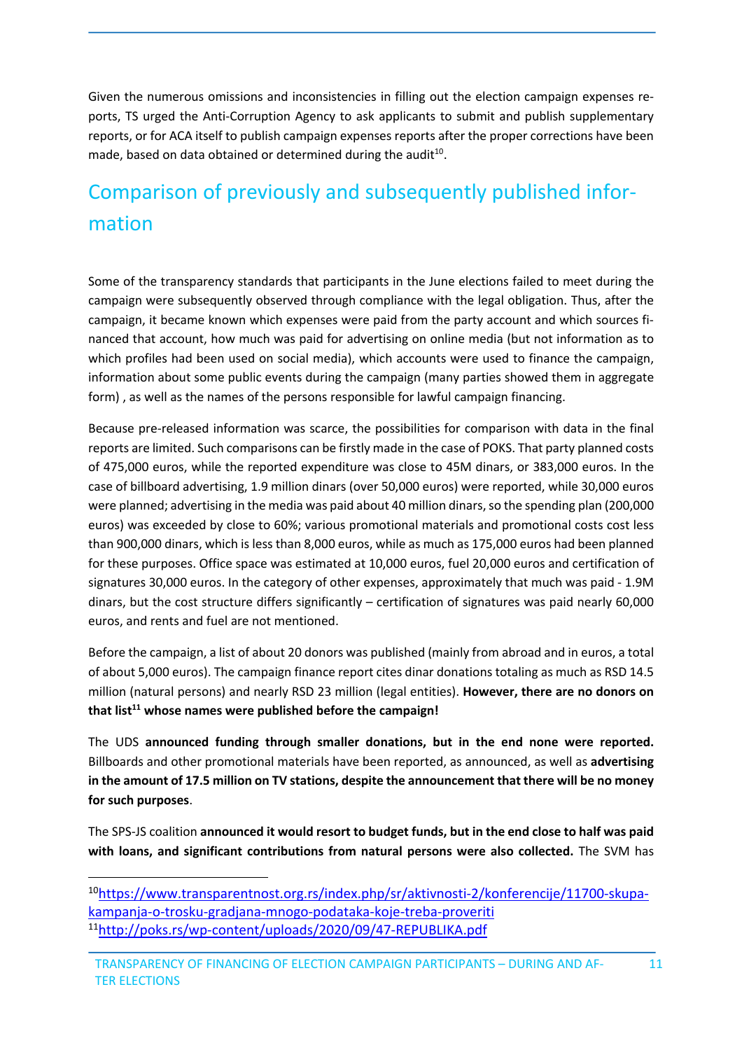Given the numerous omissions and inconsistencies in filling out the election campaign expenses reports, TS urged the Anti-Corruption Agency to ask applicants to submit and publish supplementary reports, or for ACA itself to publish campaign expenses reports after the proper corrections have been made, based on data obtained or determined during the audit[10].

## Comparison of previously and subsequently published information

Some of the transparency standards that participants in the June elections failed to meet during the campaign were subsequently observed through compliance with the legal obligation. Thus, after the campaign, it became known which expenses were paid from the party account and which sources financed that account, how much was paid for advertising on online media (but not information as to which profiles had been used on social media), which accounts were used to finance the campaign, information about some public events during the campaign (many parties showed them in aggregate form) , as well as the names of the persons responsible for lawful campaign financing.

Because pre-released information was scarce, the possibilities for comparison with data in the final reports are limited. Such comparisons can be firstly made in the case of POKS. That party planned costs of 475,000 euros, while the reported expenditure was close to 45M dinars, or 383,000 euros. In the case of billboard advertising, 1.9 million dinars (over 50,000 euros) were reported, while 30,000 euros were planned; advertising in the media was paid about 40 million dinars, so the spending plan (200,000 euros) was exceeded by close to 60%; various promotional materials and promotional costs cost less than 900,000 dinars, which is less than 8,000 euros, while as much as 175,000 euros had been planned for these purposes. Office space was estimated at 10,000 euros, fuel 20,000 euros and certification of signatures 30,000 euros. In the category of other expenses, approximately that much was paid - 1.9M dinars, but the cost structure differs significantly – certification of signatures was paid nearly 60,000 euros, and rents and fuel are not mentioned.

Before the campaign, a list of about 20 donors was published (mainly from abroad and in euros, a total of about 5,000 euros). The campaign finance report cites dinar donations totaling as much as RSD 14.5 million (natural persons) and nearly RSD 23 million (legal entities). **However, there are no donors on that list[11] whose names were published before the campaign!**

The UDS **announced funding through smaller donations, but in the end none were reported.** Billboards and other promotional materials have been reported, as announced, as well as **advertising in the amount of 17.5 million on TV stations, despite the announcement that there will be no money for such purposes**.

The SPS-JS coalition **announced it would resort to budget funds, but in the end close to half was paid with loans, and significant contributions from natural persons were also collected.** The SVM has

[10] https://www.transparentnost.org.rs/index.php/sr/aktivnosti-2/konferencije/11700-skupa-kampanja-o-trosku-gradjana-mnogo-podataka-koje-treba-proveriti

[11] http://poks.rs/wp-content/uploads/2020/09/47-REPUBLIKA.pdf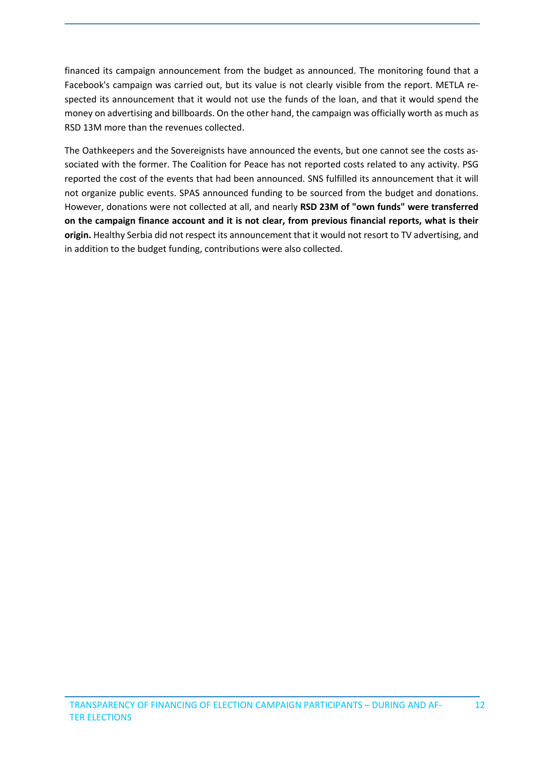financed its campaign announcement from the budget as announced. The monitoring found that a Facebook's campaign was carried out, but its value is not clearly visible from the report. METLA respected its announcement that it would not use the funds of the loan, and that it would spend the money on advertising and billboards. On the other hand, the campaign was officially worth as much as RSD 13M more than the revenues collected.

The Oathkeepers and the Sovereignists have announced the events, but one cannot see the costs associated with the former. The Coalition for Peace has not reported costs related to any activity. PSG reported the cost of the events that had been announced. SNS fulfilled its announcement that it will not organize public events. SPAS announced funding to be sourced from the budget and donations. However, donations were not collected at all, and nearly **RSD 23M of "own funds" were transferred on the campaign finance account and it is not clear, from previous financial reports, what is their origin.** Healthy Serbia did not respect its announcement that it would not resort to TV advertising, and in addition to the budget funding, contributions were also collected.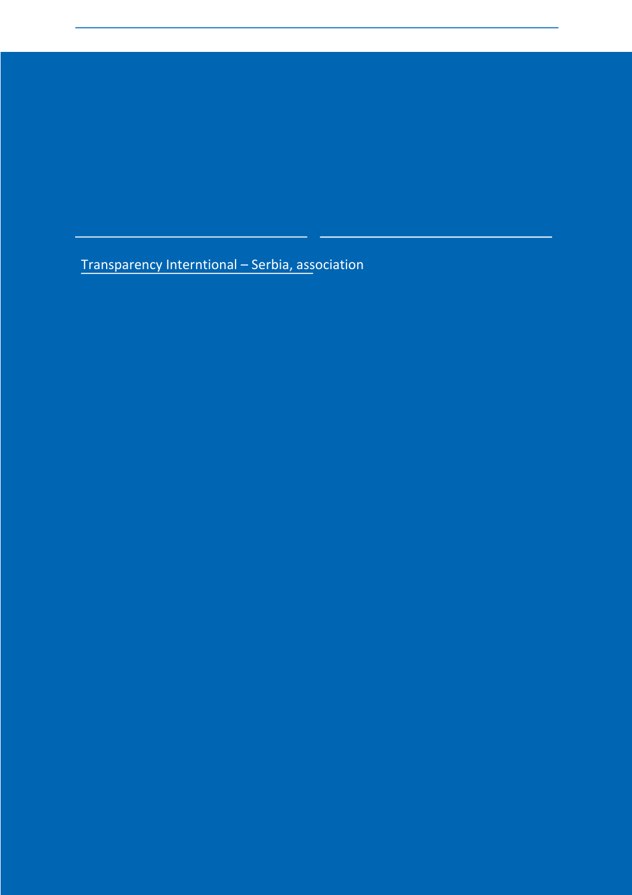Transparency Interntional – Serbia, association